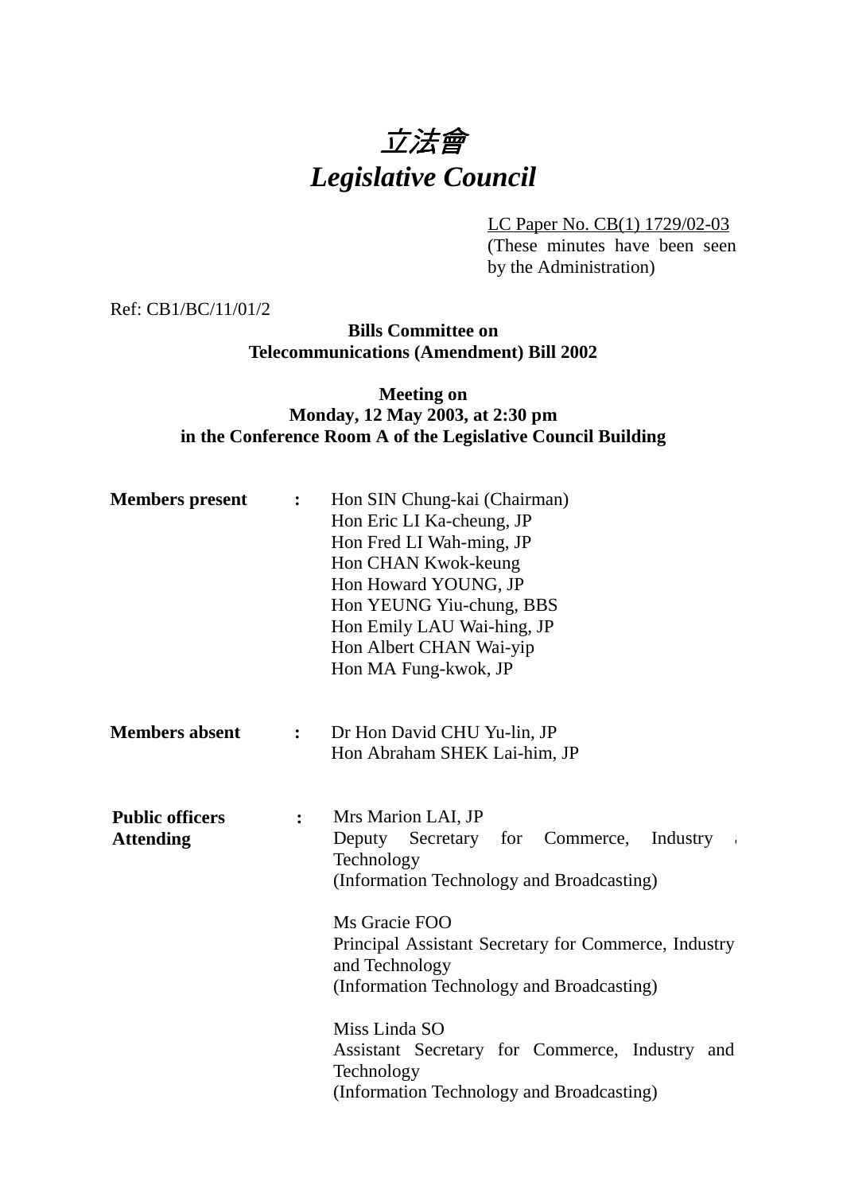# *立法會*
# *Legislative Council*

LC Paper No. CB(1) 1729/02-03
(These minutes have been seen by the Administration)

Ref: CB1/BC/11/01/2

**Bills Committee on**
**Telecommunications (Amendment) Bill 2002**

**Meeting on**
**Monday, 12 May 2003, at 2:30 pm**
**in the Conference Room A of the Legislative Council Building**

**Members present** : Hon SIN Chung-kai (Chairman)
Hon Eric LI Ka-cheung, JP
Hon Fred LI Wah-ming, JP
Hon CHAN Kwok-keung
Hon Howard YOUNG, JP
Hon YEUNG Yiu-chung, BBS
Hon Emily LAU Wai-hing, JP
Hon Albert CHAN Wai-yip
Hon MA Fung-kwok, JP

**Members absent** : Dr Hon David CHU Yu-lin, JP
Hon Abraham SHEK Lai-him, JP

**Public officers Attending** : Mrs Marion LAI, JP
Deputy Secretary for Commerce, Industry and Technology
(Information Technology and Broadcasting)

Ms Gracie FOO
Principal Assistant Secretary for Commerce, Industry and Technology
(Information Technology and Broadcasting)

Miss Linda SO
Assistant Secretary for Commerce, Industry and Technology
(Information Technology and Broadcasting)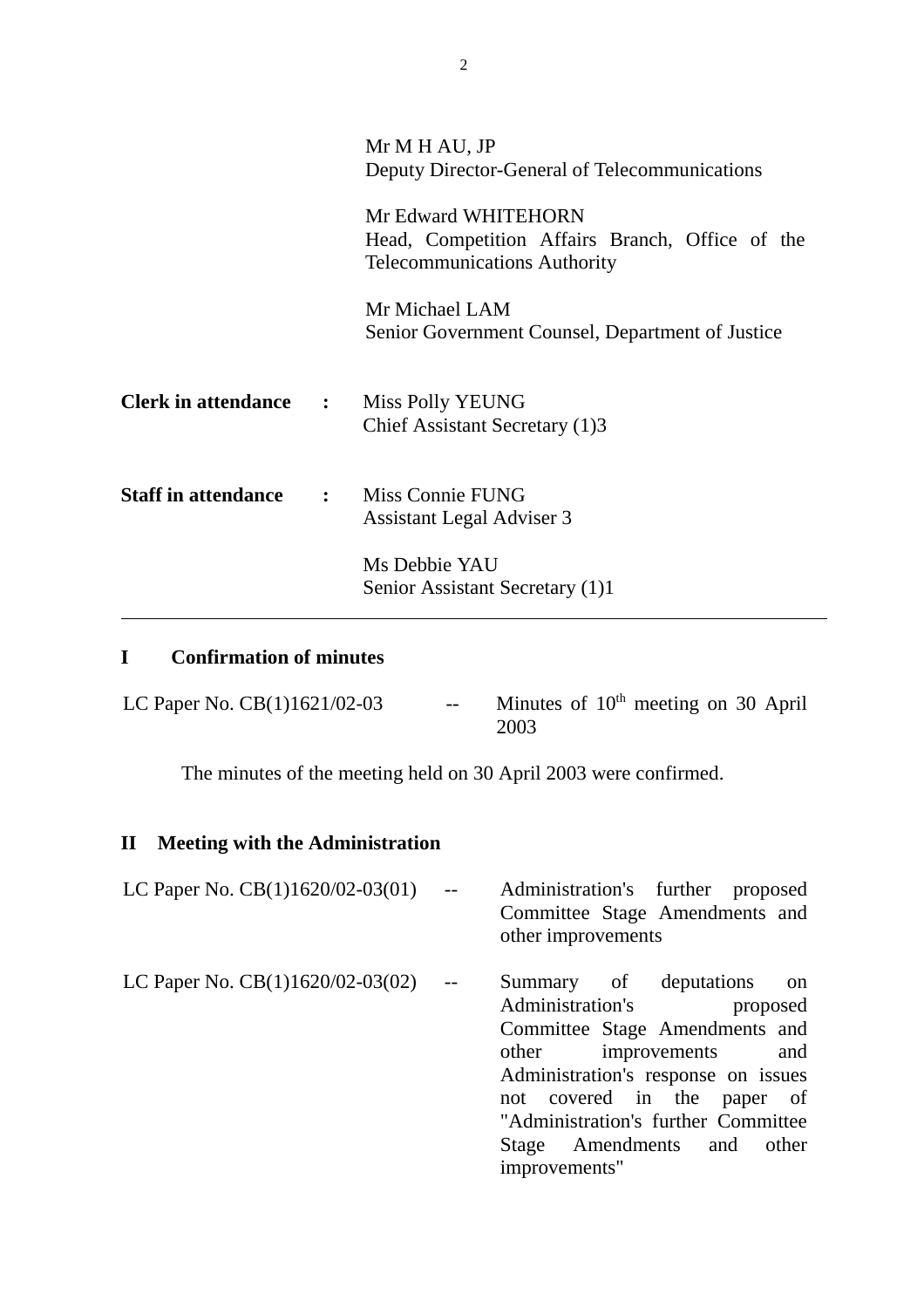Mr M H AU, JP
Deputy Director-General of Telecommunications

Mr Edward WHITEHORN
Head, Competition Affairs Branch, Office of the Telecommunications Authority

Mr Michael LAM
Senior Government Counsel, Department of Justice

**Clerk in attendance :** Miss Polly YEUNG
Chief Assistant Secretary (1)3

**Staff in attendance :** Miss Connie FUNG
Assistant Legal Adviser 3

Ms Debbie YAU
Senior Assistant Secretary (1)1

---

## I Confirmation of minutes

LC Paper No. CB(1)1621/02-03 -- Minutes of 10th meeting on 30 April 2003

The minutes of the meeting held on 30 April 2003 were confirmed.

## II Meeting with the Administration

LC Paper No. CB(1)1620/02-03(01) -- Administration's further proposed Committee Stage Amendments and other improvements

LC Paper No. CB(1)1620/02-03(02) -- Summary of deputations on Administration's proposed Committee Stage Amendments and other improvements and Administration's response on issues not covered in the paper of "Administration's further Committee Stage Amendments and other improvements"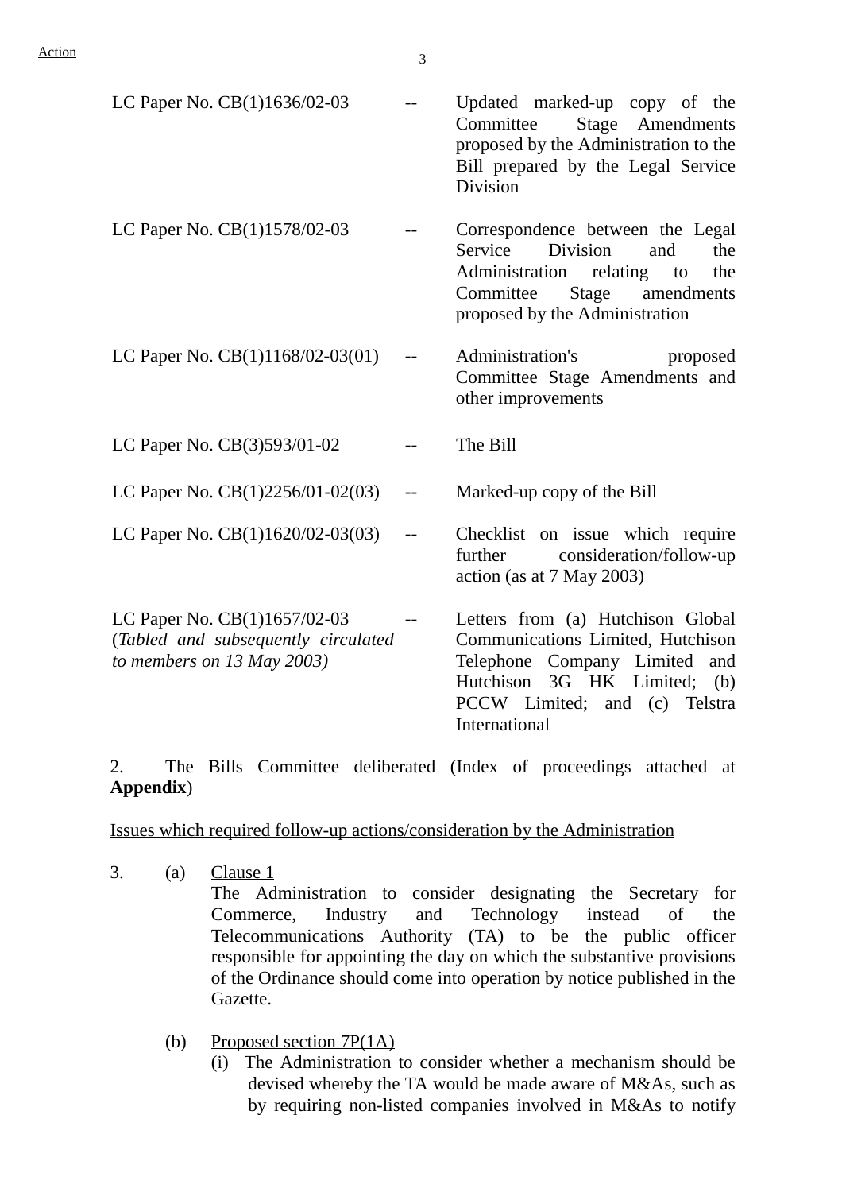Action

| | | |
|---|---|---|
| LC Paper No. CB(1)1636/02-03 | -- | Updated marked-up copy of the Committee Stage Amendments proposed by the Administration to the Bill prepared by the Legal Service Division |
| LC Paper No. CB(1)1578/02-03 | -- | Correspondence between the Legal Service Division and the Administration relating to the Committee Stage amendments proposed by the Administration |
| LC Paper No. CB(1)1168/02-03(01) | -- | Administration's proposed Committee Stage Amendments and other improvements |
| LC Paper No. CB(3)593/01-02 | -- | The Bill |
| LC Paper No. CB(1)2256/01-02(03) | -- | Marked-up copy of the Bill |
| LC Paper No. CB(1)1620/02-03(03) | -- | Checklist on issue which require further consideration/follow-up action (as at 7 May 2003) |
| LC Paper No. CB(1)1657/02-03 (*Tabled and subsequently circulated to members on 13 May 2003)* | -- | Letters from (a) Hutchison Global Communications Limited, Hutchison Telephone Company Limited and Hutchison 3G HK Limited; (b) PCCW Limited; and (c) Telstra International |

2. The Bills Committee deliberated (Index of proceedings attached at **Appendix**)

<u>Issues which required follow-up actions/consideration by the Administration</u>

3. (a) <u>Clause 1</u>
The Administration to consider designating the Secretary for Commerce, Industry and Technology instead of the Telecommunications Authority (TA) to be the public officer responsible for appointing the day on which the substantive provisions of the Ordinance should come into operation by notice published in the Gazette.

(b) <u>Proposed section 7P(1A)</u>
(i) The Administration to consider whether a mechanism should be devised whereby the TA would be made aware of M&As, such as by requiring non-listed companies involved in M&As to notify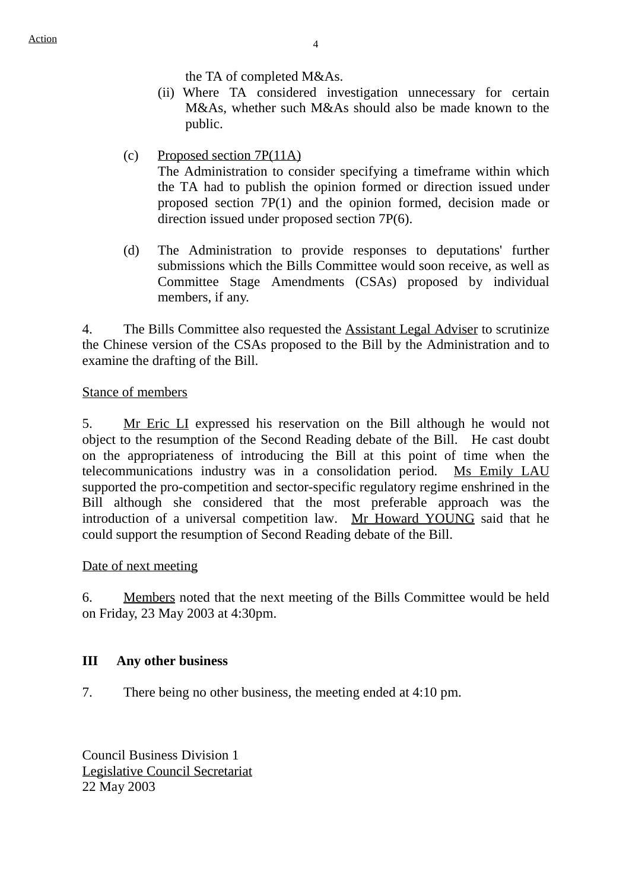the TA of completed M&As.

(ii) Where TA considered investigation unnecessary for certain M&As, whether such M&As should also be made known to the public.

(c) Proposed section 7P(11A)
The Administration to consider specifying a timeframe within which the TA had to publish the opinion formed or direction issued under proposed section 7P(1) and the opinion formed, decision made or direction issued under proposed section 7P(6).

(d) The Administration to provide responses to deputations' further submissions which the Bills Committee would soon receive, as well as Committee Stage Amendments (CSAs) proposed by individual members, if any.

4. The Bills Committee also requested the Assistant Legal Adviser to scrutinize the Chinese version of the CSAs proposed to the Bill by the Administration and to examine the drafting of the Bill.

Stance of members

5. Mr Eric LI expressed his reservation on the Bill although he would not object to the resumption of the Second Reading debate of the Bill. He cast doubt on the appropriateness of introducing the Bill at this point of time when the telecommunications industry was in a consolidation period. Ms Emily LAU supported the pro-competition and sector-specific regulatory regime enshrined in the Bill although she considered that the most preferable approach was the introduction of a universal competition law. Mr Howard YOUNG said that he could support the resumption of Second Reading debate of the Bill.

Date of next meeting

6. Members noted that the next meeting of the Bills Committee would be held on Friday, 23 May 2003 at 4:30pm.

**III Any other business**

7. There being no other business, the meeting ended at 4:10 pm.

Council Business Division 1
Legislative Council Secretariat
22 May 2003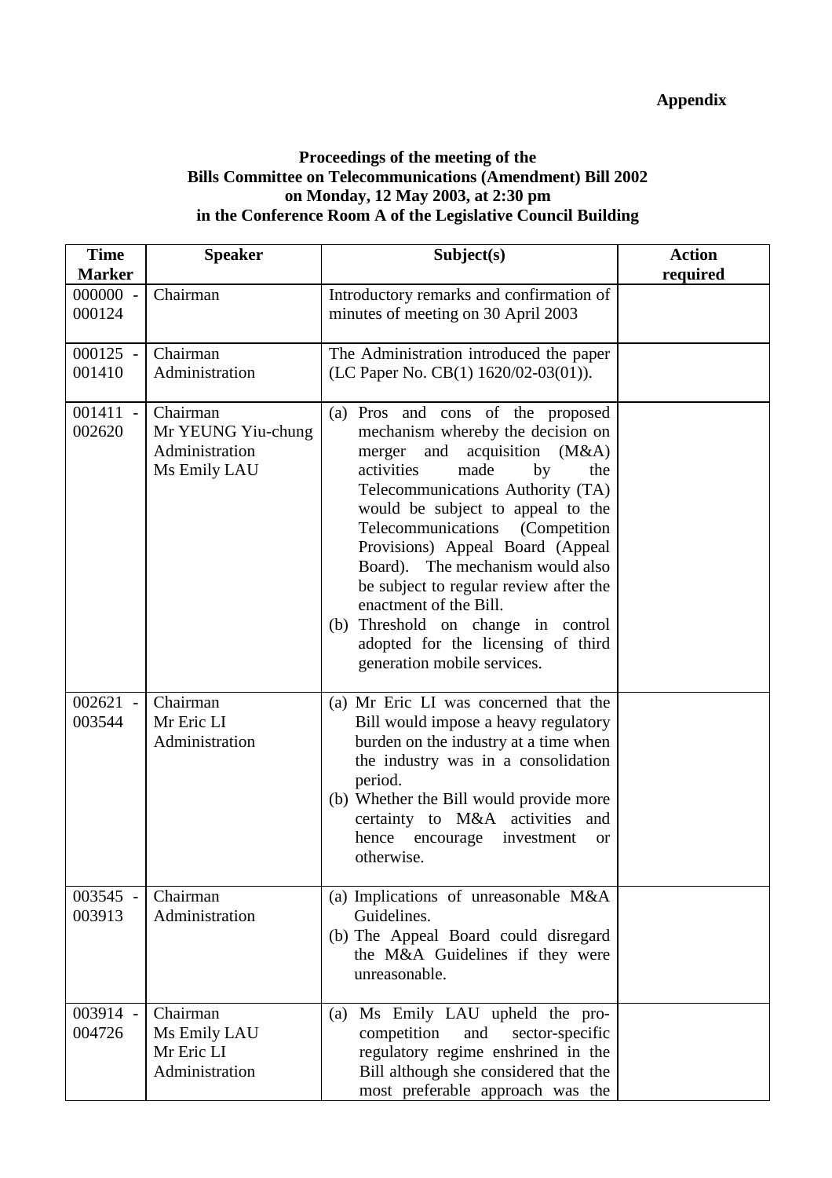**Appendix**

**Proceedings of the meeting of the**
**Bills Committee on Telecommunications (Amendment) Bill 2002**
**on Monday, 12 May 2003, at 2:30 pm**
**in the Conference Room A of the Legislative Council Building**

| Time Marker | Speaker | Subject(s) | Action required |
|---|---|---|---|
| 000000 - 000124 | Chairman | Introductory remarks and confirmation of minutes of meeting on 30 April 2003 | |
| 000125 - 001410 | Chairman<br>Administration | The Administration introduced the paper (LC Paper No. CB(1) 1620/02-03(01)). | |
| 001411 - 002620 | Chairman<br>Mr YEUNG Yiu-chung<br>Administration<br>Ms Emily LAU | (a) Pros and cons of the proposed mechanism whereby the decision on merger and acquisition (M&A) activities made by the Telecommunications Authority (TA) would be subject to appeal to the Telecommunications (Competition Provisions) Appeal Board (Appeal Board). The mechanism would also be subject to regular review after the enactment of the Bill.<br>(b) Threshold on change in control adopted for the licensing of third generation mobile services. | |
| 002621 - 003544 | Chairman<br>Mr Eric LI<br>Administration | (a) Mr Eric LI was concerned that the Bill would impose a heavy regulatory burden on the industry at a time when the industry was in a consolidation period.<br>(b) Whether the Bill would provide more certainty to M&A activities and hence encourage investment or otherwise. | |
| 003545 - 003913 | Chairman<br>Administration | (a) Implications of unreasonable M&A Guidelines.<br>(b) The Appeal Board could disregard the M&A Guidelines if they were unreasonable. | |
| 003914 - 004726 | Chairman<br>Ms Emily LAU<br>Mr Eric LI<br>Administration | (a) Ms Emily LAU upheld the pro-competition and sector-specific regulatory regime enshrined in the Bill although she considered that the most preferable approach was the | |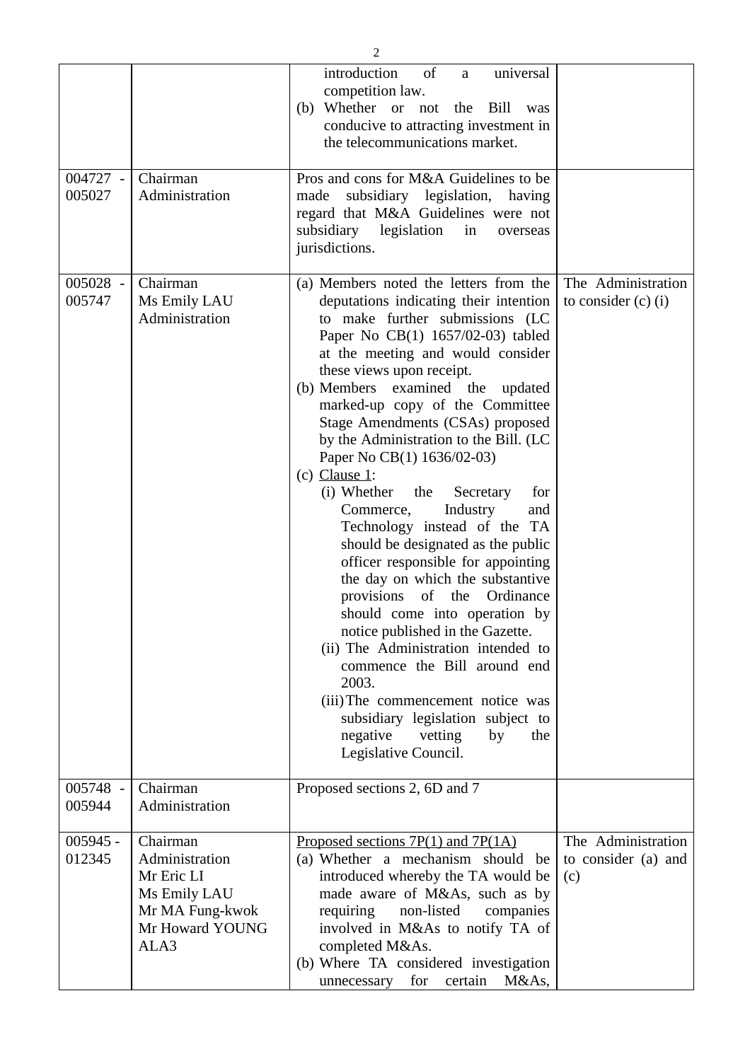| | | introduction of a universal competition law.<br>(b) Whether or not the Bill was conducive to attracting investment in the telecommunications market. | |
|---|---|---|---|
| 004727 - 005027 | Chairman<br>Administration | Pros and cons for M&A Guidelines to be made subsidiary legislation, having regard that M&A Guidelines were not subsidiary legislation in overseas jurisdictions. | |
| 005028 - 005747 | Chairman<br>Ms Emily LAU<br>Administration | (a) Members noted the letters from the deputations indicating their intention to make further submissions (LC Paper No CB(1) 1657/02-03) tabled at the meeting and would consider these views upon receipt.<br>(b) Members examined the updated marked-up copy of the Committee Stage Amendments (CSAs) proposed by the Administration to the Bill. (LC Paper No CB(1) 1636/02-03)<br>(c) <u>Clause 1</u>:<br>(i) Whether the Secretary for Commerce, Industry and Technology instead of the TA should be designated as the public officer responsible for appointing the day on which the substantive provisions of the Ordinance should come into operation by notice published in the Gazette.<br>(ii) The Administration intended to commence the Bill around end 2003.<br>(iii) The commencement notice was subsidiary legislation subject to negative vetting by the Legislative Council. | The Administration to consider (c) (i) |
| 005748 - 005944 | Chairman<br>Administration | Proposed sections 2, 6D and 7 | |
| 005945 - 012345 | Chairman<br>Administration<br>Mr Eric LI<br>Ms Emily LAU<br>Mr MA Fung-kwok<br>Mr Howard YOUNG<br>ALA3 | <u>Proposed sections 7P(1) and 7P(1A)</u><br>(a) Whether a mechanism should be introduced whereby the TA would be made aware of M&As, such as by requiring non-listed companies involved in M&As to notify TA of completed M&As.<br>(b) Where TA considered investigation unnecessary for certain M&As, | The Administration to consider (a) and (c) |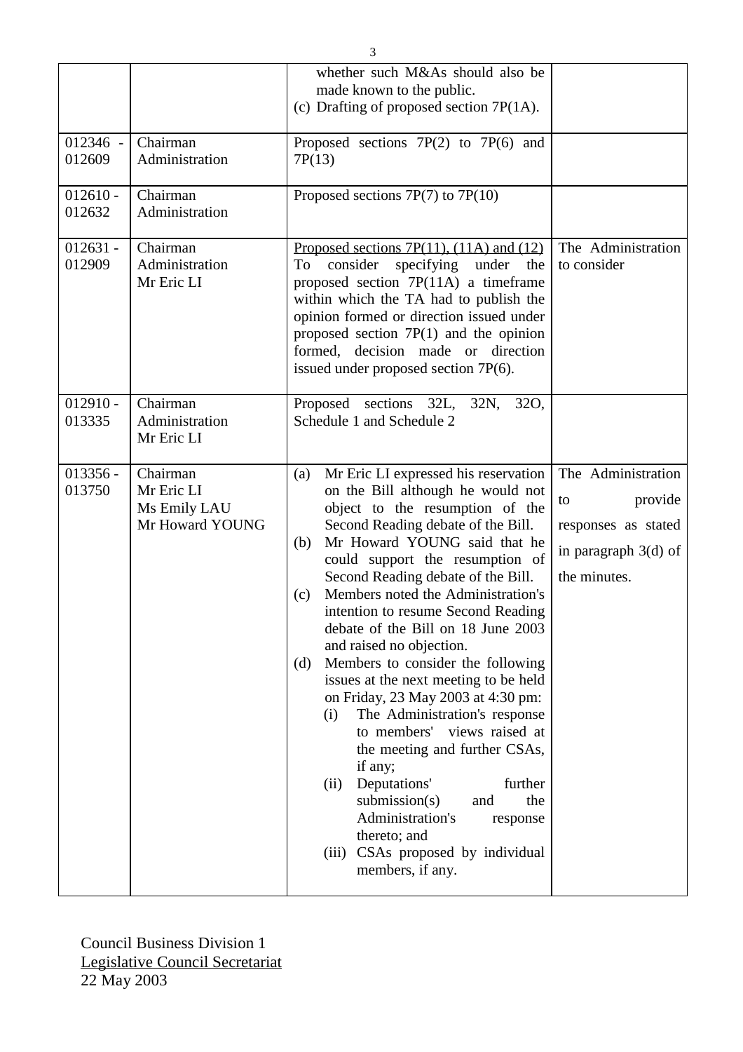| | | | |
|---|---|---|---|
| | | whether such M&As should also be made known to the public.<br>(c) Drafting of proposed section 7P(1A). | |
| 012346 - 012609 | Chairman<br>Administration | Proposed sections 7P(2) to 7P(6) and 7P(13) | |
| 012610 - 012632 | Chairman<br>Administration | Proposed sections 7P(7) to 7P(10) | |
| 012631 - 012909 | Chairman<br>Administration<br>Mr Eric LI | <u>Proposed sections 7P(11), (11A) and (12)</u><br>To consider specifying under the proposed section 7P(11A) a timeframe within which the TA had to publish the opinion formed or direction issued under proposed section 7P(1) and the opinion formed, decision made or direction issued under proposed section 7P(6). | The Administration to consider |
| 012910 - 013335 | Chairman<br>Administration<br>Mr Eric LI | Proposed sections 32L, 32N, 32O, Schedule 1 and Schedule 2 | |
| 013356 - 013750 | Chairman<br>Mr Eric LI<br>Ms Emily LAU<br>Mr Howard YOUNG | (a) Mr Eric LI expressed his reservation on the Bill although he would not object to the resumption of the Second Reading debate of the Bill.<br>(b) Mr Howard YOUNG said that he could support the resumption of Second Reading debate of the Bill.<br>(c) Members noted the Administration's intention to resume Second Reading debate of the Bill on 18 June 2003 and raised no objection.<br>(d) Members to consider the following issues at the next meeting to be held on Friday, 23 May 2003 at 4:30 pm:<br>(i) The Administration's response to members' views raised at the meeting and further CSAs, if any;<br>(ii) Deputations' further submission(s) and the Administration's response thereto; and<br>(iii) CSAs proposed by individual members, if any. | The Administration to provide responses as stated in paragraph 3(d) of the minutes. |

Council Business Division 1
<u>Legislative Council Secretariat</u>
22 May 2003